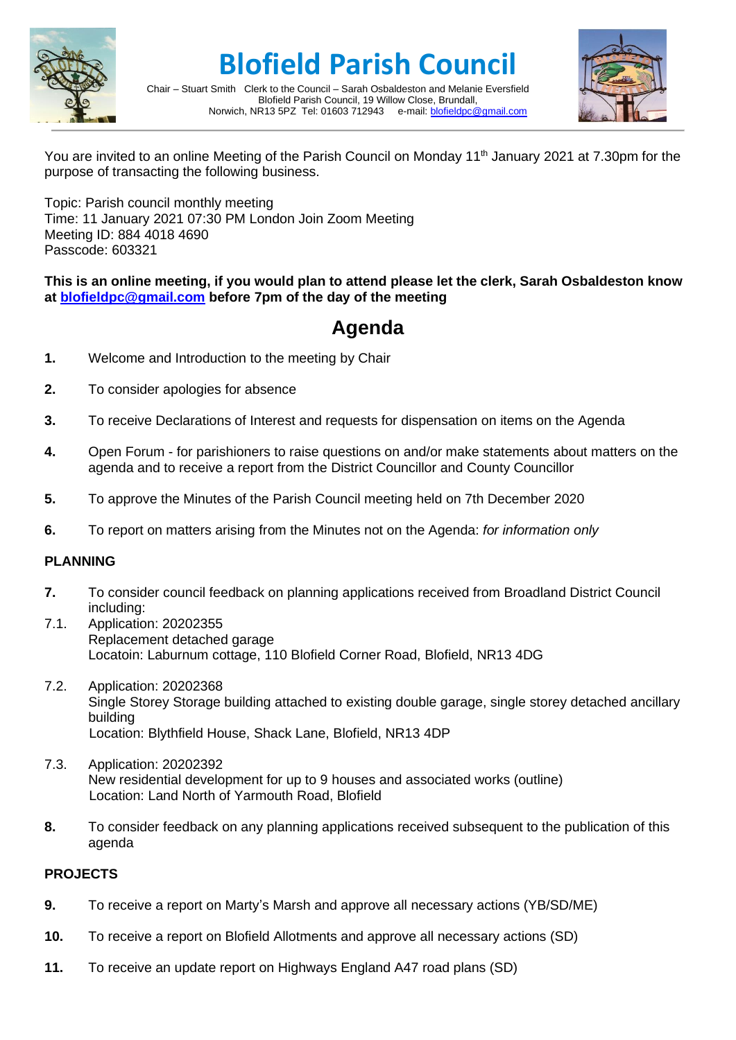# Blofield Parish Council

Chair – Stuart Smith   Clerk to the Council – Sarah Osbaldeston and Melanie Eversfield
Blofield Parish Council, 19 Willow Close, Brundall,
Norwich, NR13 5PZ  Tel: 01603 712943   e-mail: blofieldpc@gmail.com

You are invited to an online Meeting of the Parish Council on Monday 11th January 2021 at 7.30pm for the purpose of transacting the following business.

Topic: Parish council monthly meeting
Time: 11 January 2021 07:30 PM London Join Zoom Meeting
Meeting ID: 884 4018 4690
Passcode: 603321

**This is an online meeting, if you would plan to attend please let the clerk, Sarah Osbaldeston know at blofieldpc@gmail.com before 7pm of the day of the meeting**

## Agenda

**1.** Welcome and Introduction to the meeting by Chair

**2.** To consider apologies for absence

**3.** To receive Declarations of Interest and requests for dispensation on items on the Agenda

**4.** Open Forum - for parishioners to raise questions on and/or make statements about matters on the agenda and to receive a report from the District Councillor and County Councillor

**5.** To approve the Minutes of the Parish Council meeting held on 7th December 2020

**6.** To report on matters arising from the Minutes not on the Agenda: *for information only*

### PLANNING

**7.** To consider council feedback on planning applications received from Broadland District Council including:

7.1. Application: 20202355
Replacement detached garage
Locatoin: Laburnum cottage, 110 Blofield Corner Road, Blofield, NR13 4DG

7.2. Application: 20202368
Single Storey Storage building attached to existing double garage, single storey detached ancillary building
Location: Blythfield House, Shack Lane, Blofield, NR13 4DP

7.3. Application: 20202392
New residential development for up to 9 houses and associated works (outline)
Location: Land North of Yarmouth Road, Blofield

**8.** To consider feedback on any planning applications received subsequent to the publication of this agenda

### PROJECTS

**9.** To receive a report on Marty's Marsh and approve all necessary actions (YB/SD/ME)

**10.** To receive a report on Blofield Allotments and approve all necessary actions (SD)

**11.** To receive an update report on Highways England A47 road plans (SD)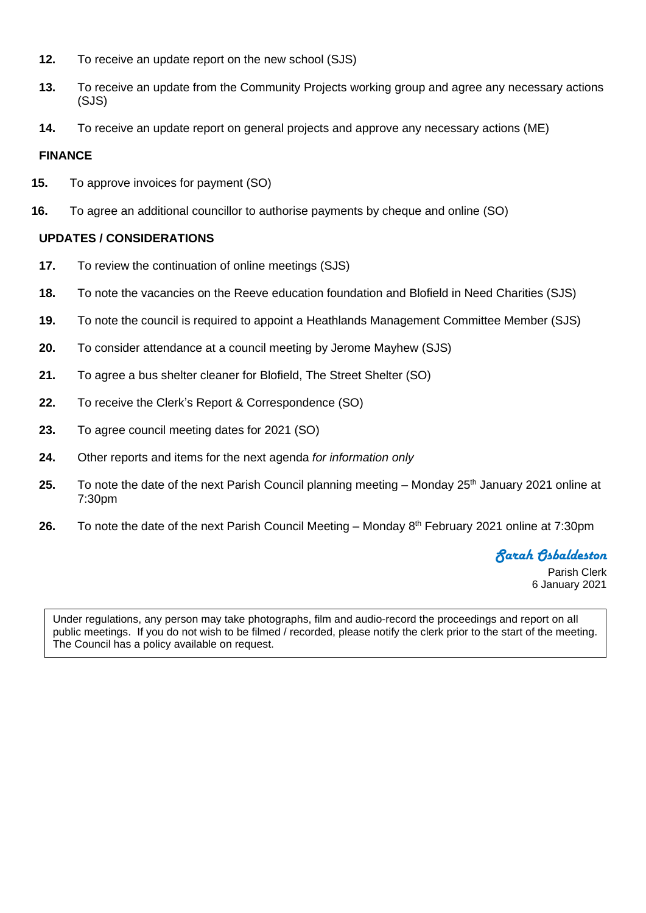**12.** To receive an update report on the new school (SJS)

**13.** To receive an update from the Community Projects working group and agree any necessary actions (SJS)

**14.** To receive an update report on general projects and approve any necessary actions (ME)

**FINANCE**

**15.** To approve invoices for payment (SO)

**16.** To agree an additional councillor to authorise payments by cheque and online (SO)

**UPDATES / CONSIDERATIONS**

**17.** To review the continuation of online meetings (SJS)

**18.** To note the vacancies on the Reeve education foundation and Blofield in Need Charities (SJS)

**19.** To note the council is required to appoint a Heathlands Management Committee Member (SJS)

**20.** To consider attendance at a council meeting by Jerome Mayhew (SJS)

**21.** To agree a bus shelter cleaner for Blofield, The Street Shelter (SO)

**22.** To receive the Clerk's Report & Correspondence (SO)

**23.** To agree council meeting dates for 2021 (SO)

**24.** Other reports and items for the next agenda *for information only*

**25.** To note the date of the next Parish Council planning meeting – Monday 25th January 2021 online at 7:30pm

**26.** To note the date of the next Parish Council Meeting – Monday 8th February 2021 online at 7:30pm

*Sarah Osbaldeston*
Parish Clerk
6 January 2021

Under regulations, any person may take photographs, film and audio-record the proceedings and report on all public meetings. If you do not wish to be filmed / recorded, please notify the clerk prior to the start of the meeting. The Council has a policy available on request.